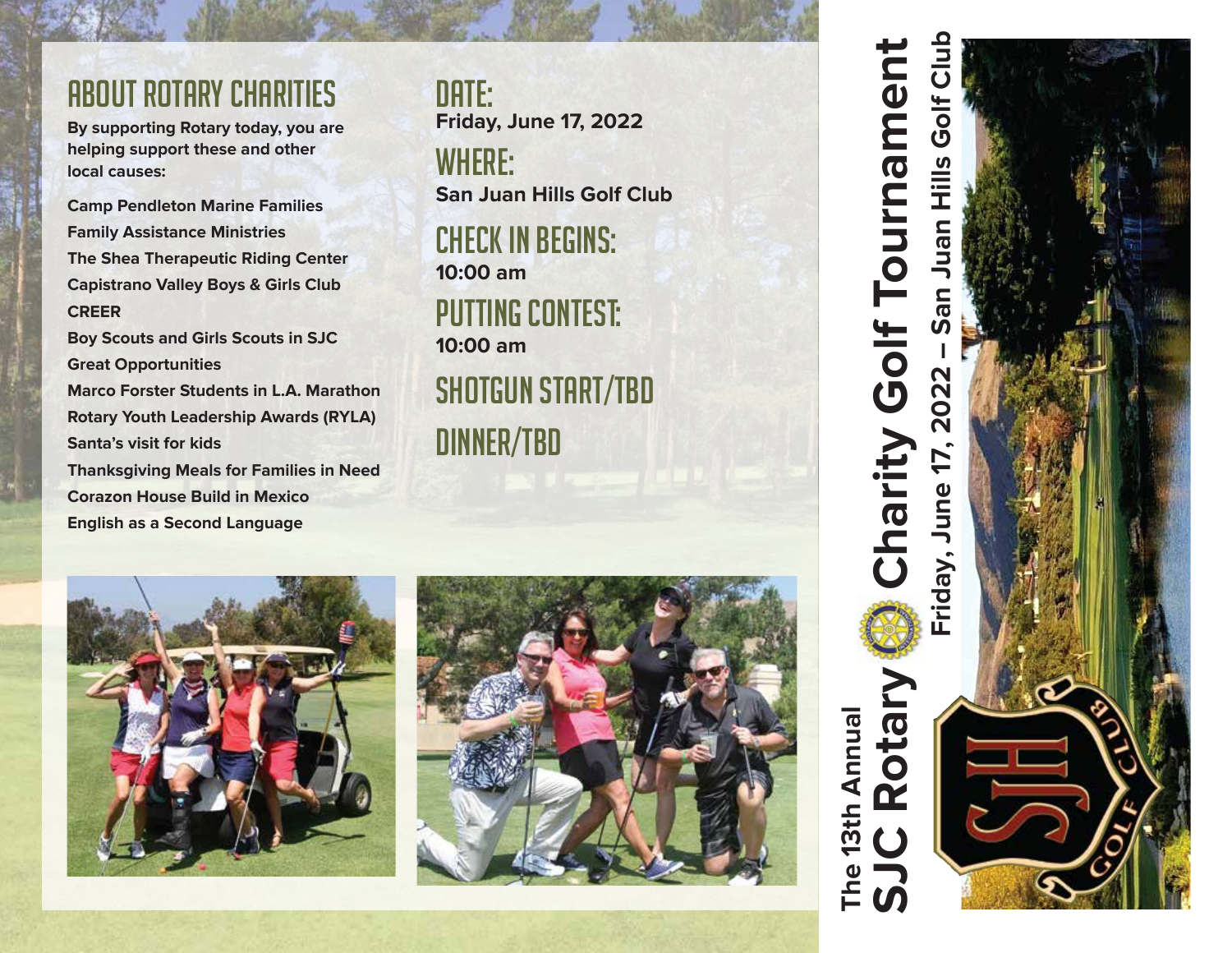# The 13th Annual SJC Rotary Charity Golf Tournament

**Friday, June 17, 2022 – San Juan Hills Golf Club**

## About Rotary Charities

**By supporting Rotary today, you are helping support these and other local causes:**

**Camp Pendleton Marine Families**
**Family Assistance Ministries**
**The Shea Therapeutic Riding Center**
**Capistrano Valley Boys & Girls Club**
**CREER**
**Boy Scouts and Girls Scouts in SJC**
**Great Opportunities**
**Marco Forster Students in L.A. Marathon**
**Rotary Youth Leadership Awards (RYLA)**
**Santa's visit for kids**
**Thanksgiving Meals for Families in Need**
**Corazon House Build in Mexico**
**English as a Second Language**

## Date:
**Friday, June 17, 2022**

## Where:
**San Juan Hills Golf Club**

## Check in Begins:
**10:00 am**

## Putting Contest:
**10:00 am**

## Shotgun Start/TBD

## Dinner/TBD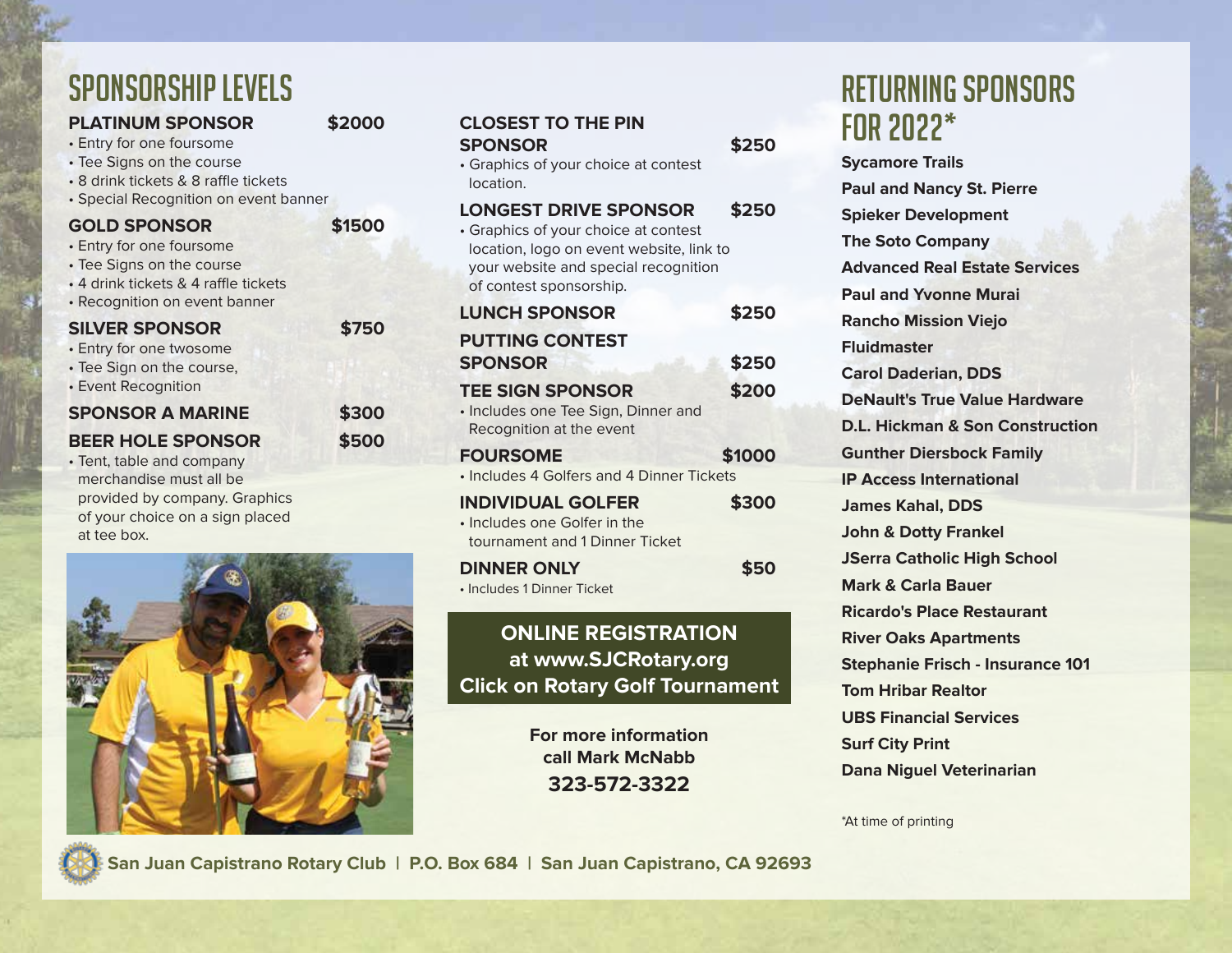## SPONSORSHIP LEVELS

**PLATINUM SPONSOR** **$2000**
- Entry for one foursome
- Tee Signs on the course
- 8 drink tickets & 8 raffle tickets
- Special Recognition on event banner

**GOLD SPONSOR** **$1500**
- Entry for one foursome
- Tee Signs on the course
- 4 drink tickets & 4 raffle tickets
- Recognition on event banner

**SILVER SPONSOR** **$750**
- Entry for one twosome
- Tee Sign on the course,
- Event Recognition

**SPONSOR A MARINE** **$300**

**BEER HOLE SPONSOR** **$500**
- Tent, table and company merchandise must all be provided by company. Graphics of your choice on a sign placed at tee box.

**CLOSEST TO THE PIN SPONSOR** **$250**
- Graphics of your choice at contest location.

**LONGEST DRIVE SPONSOR** **$250**
- Graphics of your choice at contest location, logo on event website, link to your website and special recognition of contest sponsorship.

**LUNCH SPONSOR** **$250**

**PUTTING CONTEST SPONSOR** **$250**

**TEE SIGN SPONSOR** **$200**
- Includes one Tee Sign, Dinner and Recognition at the event

**FOURSOME** **$1000**
- Includes 4 Golfers and 4 Dinner Tickets

**INDIVIDUAL GOLFER** **$300**
- Includes one Golfer in the tournament and 1 Dinner Ticket

**DINNER ONLY** **$50**
- Includes 1 Dinner Ticket

**ONLINE REGISTRATION**
**at www.SJCRotary.org**
**Click on Rotary Golf Tournament**

**For more information**
**call Mark McNabb**
**323-572-3322**

## RETURNING SPONSORS FOR 2022*

**Sycamore Trails**
**Paul and Nancy St. Pierre**
**Spieker Development**
**The Soto Company**
**Advanced Real Estate Services**
**Paul and Yvonne Murai**
**Rancho Mission Viejo**
**Fluidmaster**
**Carol Daderian, DDS**
**DeNault's True Value Hardware**
**D.L. Hickman & Son Construction**
**Gunther Diersbock Family**
**IP Access International**
**James Kahal, DDS**
**John & Dotty Frankel**
**JSerra Catholic High School**
**Mark & Carla Bauer**
**Ricardo's Place Restaurant**
**River Oaks Apartments**
**Stephanie Frisch - Insurance 101**
**Tom Hribar Realtor**
**UBS Financial Services**
**Surf City Print**
**Dana Niguel Veterinarian**

*At time of printing

**San Juan Capistrano Rotary Club | P.O. Box 684 | San Juan Capistrano, CA 92693**